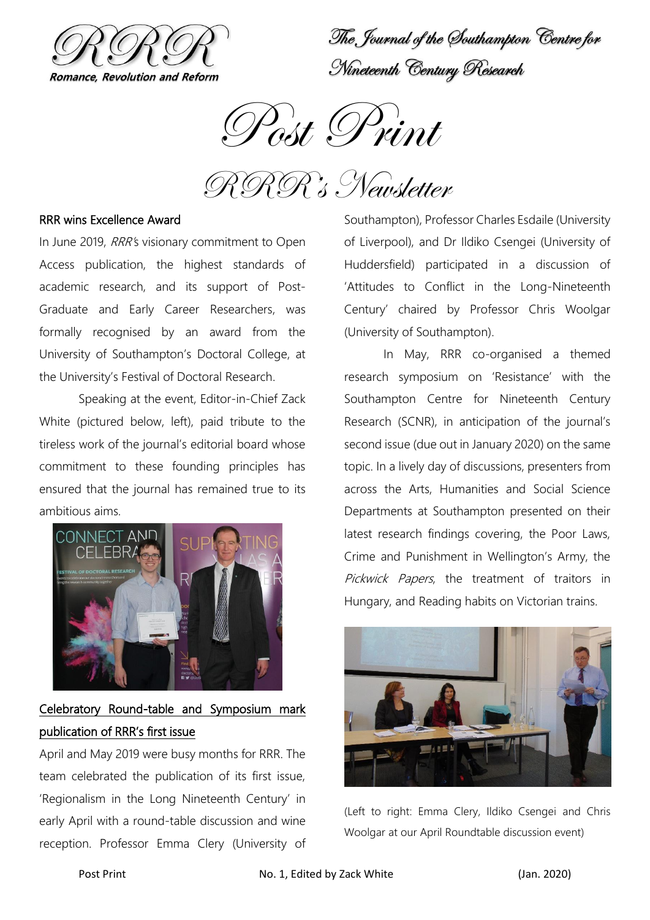RRR

Romance, Revolution and Reform

The Journal of the Southampton Centre for Nineteenth Century Research

# Post Print

## RRR's Newsletter

### RRR wins Excellence Award

In June 2019, *RRR*'s visionary commitment to Open Access publication, the highest standards of academic research, and its support of Post-Graduate and Early Career Researchers, was formally recognised by an award from the University of Southampton's Doctoral College, at the University's Festival of Doctoral Research.

Speaking at the event, Editor-in-Chief Zack White (pictured below, left), paid tribute to the tireless work of the journal's editorial board whose commitment to these founding principles has ensured that the journal has remained true to its ambitious aims.

### Celebratory Round-table and Symposium mark publication of RRR's first issue

April and May 2019 were busy months for RRR. The team celebrated the publication of its first issue, 'Regionalism in the Long Nineteenth Century' in early April with a round-table discussion and wine reception. Professor Emma Clery (University of Southampton), Professor Charles Esdaile (University of Liverpool), and Dr Ildiko Csengei (University of Huddersfield) participated in a discussion of 'Attitudes to Conflict in the Long-Nineteenth Century' chaired by Professor Chris Woolgar (University of Southampton).

In May, RRR co-organised a themed research symposium on 'Resistance' with the Southampton Centre for Nineteenth Century Research (SCNR), in anticipation of the journal's second issue (due out in January 2020) on the same topic. In a lively day of discussions, presenters from across the Arts, Humanities and Social Science Departments at Southampton presented on their latest research findings covering, the Poor Laws, Crime and Punishment in Wellington's Army, the *Pickwick Papers*, the treatment of traitors in Hungary, and Reading habits on Victorian trains.

(Left to right: Emma Clery, Ildiko Csengei and Chris Woolgar at our April Roundtable discussion event)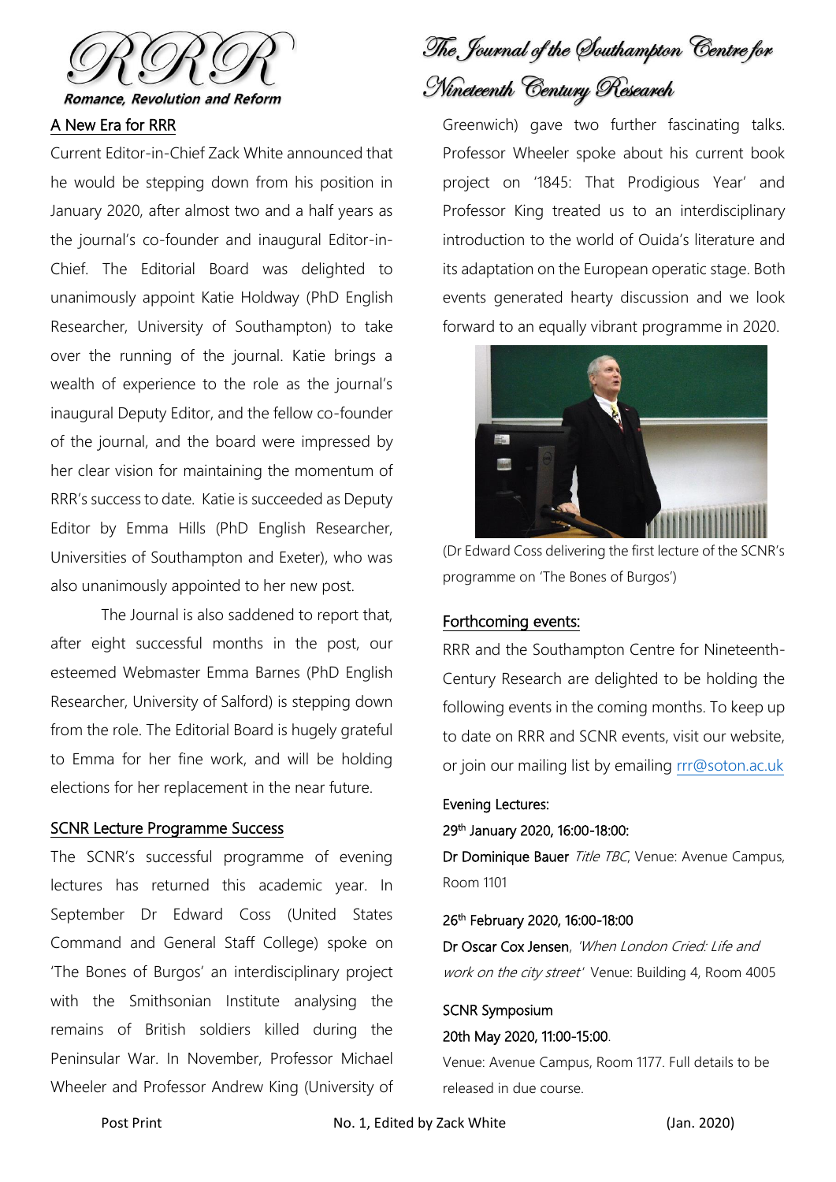## A New Era for RRR

Current Editor-in-Chief Zack White announced that he would be stepping down from his position in January 2020, after almost two and a half years as the journal's co-founder and inaugural Editor-in-Chief. The Editorial Board was delighted to unanimously appoint Katie Holdway (PhD English Researcher, University of Southampton) to take over the running of the journal. Katie brings a wealth of experience to the role as the journal's inaugural Deputy Editor, and the fellow co-founder of the journal, and the board were impressed by her clear vision for maintaining the momentum of RRR's success to date. Katie is succeeded as Deputy Editor by Emma Hills (PhD English Researcher, Universities of Southampton and Exeter), who was also unanimously appointed to her new post.

The Journal is also saddened to report that, after eight successful months in the post, our esteemed Webmaster Emma Barnes (PhD English Researcher, University of Salford) is stepping down from the role. The Editorial Board is hugely grateful to Emma for her fine work, and will be holding elections for her replacement in the near future.

## SCNR Lecture Programme Success

The SCNR's successful programme of evening lectures has returned this academic year. In September Dr Edward Coss (United States Command and General Staff College) spoke on 'The Bones of Burgos' an interdisciplinary project with the Smithsonian Institute analysing the remains of British soldiers killed during the Peninsular War. In November, Professor Michael Wheeler and Professor Andrew King (University of Greenwich) gave two further fascinating talks. Professor Wheeler spoke about his current book project on '1845: That Prodigious Year' and Professor King treated us to an interdisciplinary introduction to the world of Ouida's literature and its adaptation on the European operatic stage. Both events generated hearty discussion and we look forward to an equally vibrant programme in 2020.

(Dr Edward Coss delivering the first lecture of the SCNR's programme on 'The Bones of Burgos')

## Forthcoming events:

RRR and the Southampton Centre for Nineteenth-Century Research are delighted to be holding the following events in the coming months. To keep up to date on RRR and SCNR events, visit our website, or join our mailing list by emailing rrr@soton.ac.uk

**Evening Lectures:**

**29th January 2020, 16:00-18:00:**
**Dr Dominique Bauer** *Title TBC*, Venue: Avenue Campus, Room 1101

**26th February 2020, 16:00-18:00**
**Dr Oscar Cox Jensen**, *'When London Cried: Life and work on the city street'* Venue: Building 4, Room 4005

**SCNR Symposium**
**20th May 2020, 11:00-15:00**.
Venue: Avenue Campus, Room 1177. Full details to be released in due course.